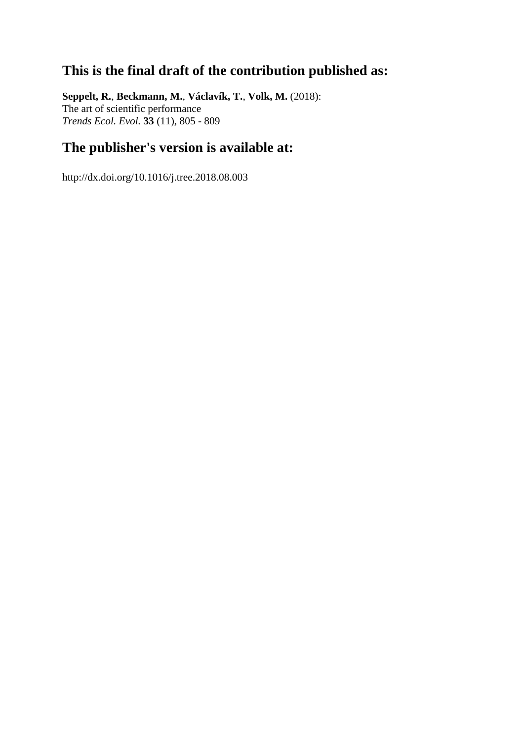## This is the final draft of the contribution published as:

**Seppelt, R.**, **Beckmann, M.**, **Václavík, T.**, **Volk, M.** (2018):
The art of scientific performance
*Trends Ecol. Evol.* **33** (11), 805 - 809

## The publisher's version is available at:

http://dx.doi.org/10.1016/j.tree.2018.08.003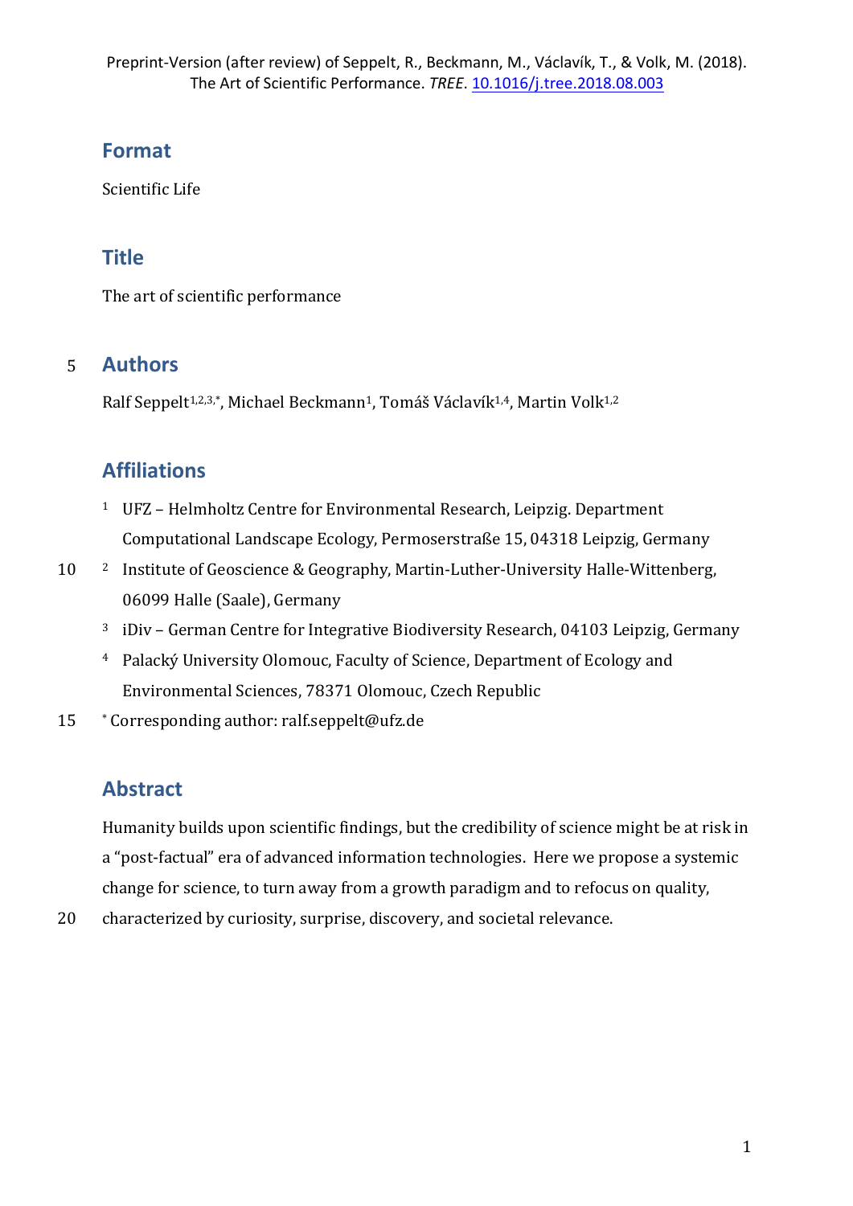Preprint-Version (after review) of Seppelt, R., Beckmann, M., Václavík, T., & Volk, M. (2018). The Art of Scientific Performance. *TREE*. 10.1016/j.tree.2018.08.003

## Format

Scientific Life

## Title

The art of scientific performance

## Authors

Ralf Seppelt[1,2,3,*], Michael Beckmann[1], Tomáš Václavík[1,4], Martin Volk[1,2]

## Affiliations

[1] UFZ – Helmholtz Centre for Environmental Research, Leipzig. Department Computational Landscape Ecology, Permoserstraße 15, 04318 Leipzig, Germany

[2] Institute of Geoscience & Geography, Martin-Luther-University Halle-Wittenberg, 06099 Halle (Saale), Germany

[3] iDiv – German Centre for Integrative Biodiversity Research, 04103 Leipzig, Germany

[4] Palacký University Olomouc, Faculty of Science, Department of Ecology and Environmental Sciences, 78371 Olomouc, Czech Republic

[*] Corresponding author: ralf.seppelt@ufz.de

## Abstract

Humanity builds upon scientific findings, but the credibility of science might be at risk in a "post-factual" era of advanced information technologies. Here we propose a systemic change for science, to turn away from a growth paradigm and to refocus on quality, characterized by curiosity, surprise, discovery, and societal relevance.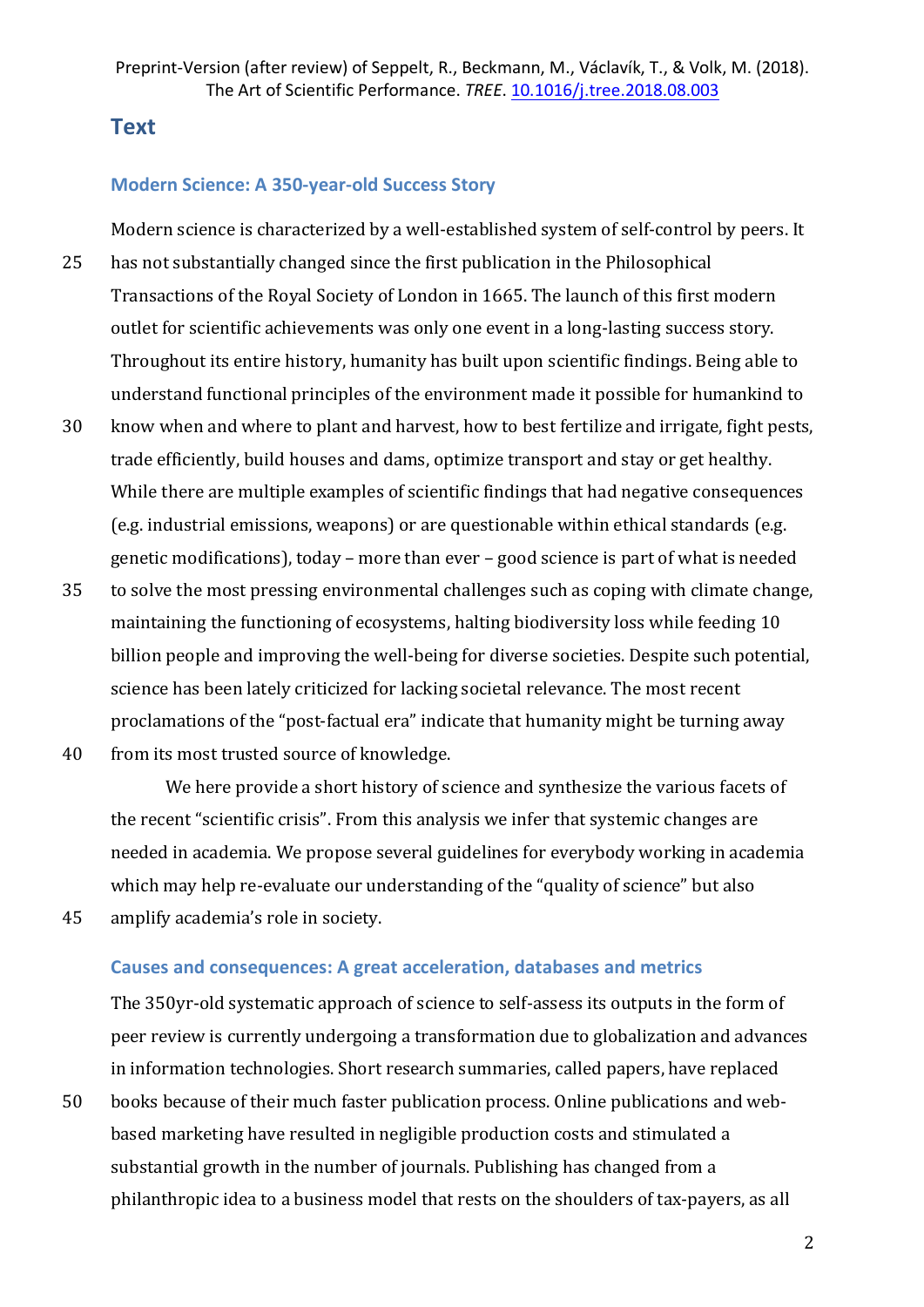## Text

### Modern Science: A 350-year-old Success Story

Modern science is characterized by a well-established system of self-control by peers. It has not substantially changed since the first publication in the Philosophical Transactions of the Royal Society of London in 1665. The launch of this first modern outlet for scientific achievements was only one event in a long-lasting success story. Throughout its entire history, humanity has built upon scientific findings. Being able to understand functional principles of the environment made it possible for humankind to know when and where to plant and harvest, how to best fertilize and irrigate, fight pests, trade efficiently, build houses and dams, optimize transport and stay or get healthy. While there are multiple examples of scientific findings that had negative consequences (e.g. industrial emissions, weapons) or are questionable within ethical standards (e.g. genetic modifications), today – more than ever – good science is part of what is needed to solve the most pressing environmental challenges such as coping with climate change, maintaining the functioning of ecosystems, halting biodiversity loss while feeding 10 billion people and improving the well-being for diverse societies. Despite such potential, science has been lately criticized for lacking societal relevance. The most recent proclamations of the "post-factual era" indicate that humanity might be turning away from its most trusted source of knowledge.

We here provide a short history of science and synthesize the various facets of the recent "scientific crisis". From this analysis we infer that systemic changes are needed in academia. We propose several guidelines for everybody working in academia which may help re-evaluate our understanding of the "quality of science" but also amplify academia's role in society.

### Causes and consequences: A great acceleration, databases and metrics

The 350yr-old systematic approach of science to self-assess its outputs in the form of peer review is currently undergoing a transformation due to globalization and advances in information technologies. Short research summaries, called papers, have replaced books because of their much faster publication process. Online publications and web-based marketing have resulted in negligible production costs and stimulated a substantial growth in the number of journals. Publishing has changed from a philanthropic idea to a business model that rests on the shoulders of tax-payers, as all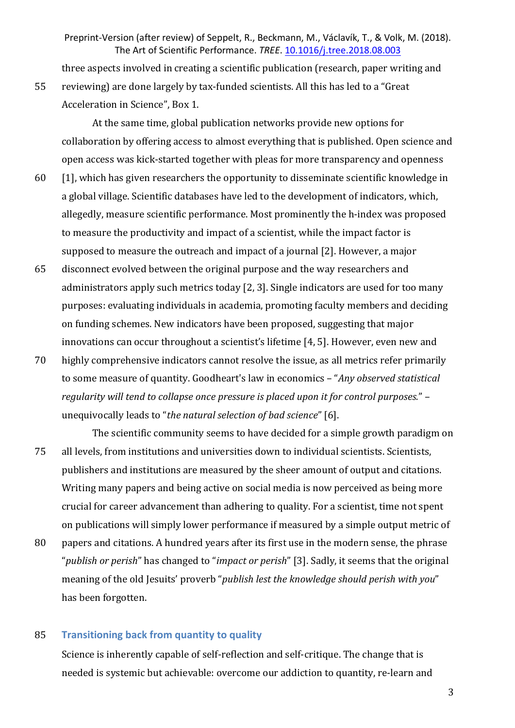three aspects involved in creating a scientific publication (research, paper writing and reviewing) are done largely by tax-funded scientists. All this has led to a "Great Acceleration in Science", Box 1.

At the same time, global publication networks provide new options for collaboration by offering access to almost everything that is published. Open science and open access was kick-started together with pleas for more transparency and openness [1], which has given researchers the opportunity to disseminate scientific knowledge in a global village. Scientific databases have led to the development of indicators, which, allegedly, measure scientific performance. Most prominently the h-index was proposed to measure the productivity and impact of a scientist, while the impact factor is supposed to measure the outreach and impact of a journal [2]. However, a major disconnect evolved between the original purpose and the way researchers and administrators apply such metrics today [2, 3]. Single indicators are used for too many purposes: evaluating individuals in academia, promoting faculty members and deciding on funding schemes. New indicators have been proposed, suggesting that major innovations can occur throughout a scientist's lifetime [4, 5]. However, even new and highly comprehensive indicators cannot resolve the issue, as all metrics refer primarily to some measure of quantity. Goodheart's law in economics – "*Any observed statistical regularity will tend to collapse once pressure is placed upon it for control purposes.*" – unequivocally leads to "*the natural selection of bad science*" [6].

The scientific community seems to have decided for a simple growth paradigm on all levels, from institutions and universities down to individual scientists. Scientists, publishers and institutions are measured by the sheer amount of output and citations. Writing many papers and being active on social media is now perceived as being more crucial for career advancement than adhering to quality. For a scientist, time not spent on publications will simply lower performance if measured by a simple output metric of papers and citations. A hundred years after its first use in the modern sense, the phrase "*publish or perish*" has changed to "*impact or perish*" [3]. Sadly, it seems that the original meaning of the old Jesuits' proverb "*publish lest the knowledge should perish with you*" has been forgotten.

## Transitioning back from quantity to quality

Science is inherently capable of self-reflection and self-critique. The change that is needed is systemic but achievable: overcome our addiction to quantity, re-learn and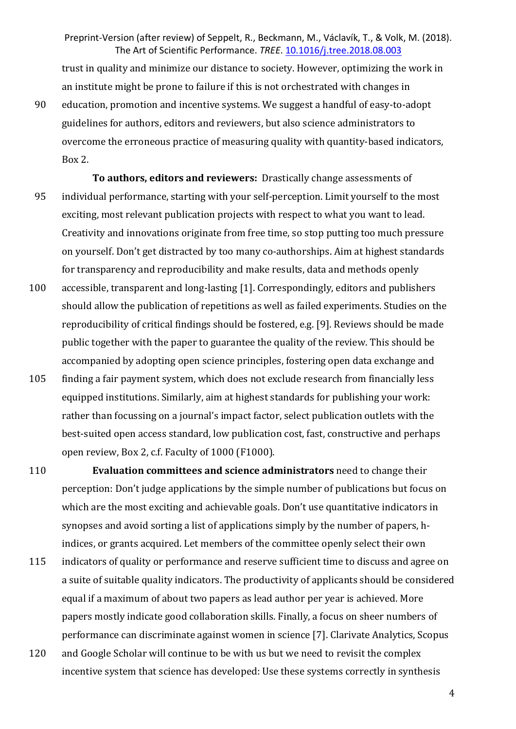trust in quality and minimize our distance to society. However, optimizing the work in an institute might be prone to failure if this is not orchestrated with changes in education, promotion and incentive systems. We suggest a handful of easy-to-adopt guidelines for authors, editors and reviewers, but also science administrators to overcome the erroneous practice of measuring quality with quantity-based indicators, Box 2.

**To authors, editors and reviewers:** Drastically change assessments of individual performance, starting with your self-perception. Limit yourself to the most exciting, most relevant publication projects with respect to what you want to lead. Creativity and innovations originate from free time, so stop putting too much pressure on yourself. Don't get distracted by too many co-authorships. Aim at highest standards for transparency and reproducibility and make results, data and methods openly accessible, transparent and long-lasting [1]. Correspondingly, editors and publishers should allow the publication of repetitions as well as failed experiments. Studies on the reproducibility of critical findings should be fostered, e.g. [9]. Reviews should be made public together with the paper to guarantee the quality of the review. This should be accompanied by adopting open science principles, fostering open data exchange and finding a fair payment system, which does not exclude research from financially less equipped institutions. Similarly, aim at highest standards for publishing your work: rather than focussing on a journal's impact factor, select publication outlets with the best-suited open access standard, low publication cost, fast, constructive and perhaps open review, Box 2, c.f. Faculty of 1000 (F1000).

**Evaluation committees and science administrators** need to change their perception: Don't judge applications by the simple number of publications but focus on which are the most exciting and achievable goals. Don't use quantitative indicators in synopses and avoid sorting a list of applications simply by the number of papers, h-indices, or grants acquired. Let members of the committee openly select their own indicators of quality or performance and reserve sufficient time to discuss and agree on a suite of suitable quality indicators. The productivity of applicants should be considered equal if a maximum of about two papers as lead author per year is achieved. More papers mostly indicate good collaboration skills. Finally, a focus on sheer numbers of performance can discriminate against women in science [7]. Clarivate Analytics, Scopus and Google Scholar will continue to be with us but we need to revisit the complex incentive system that science has developed: Use these systems correctly in synthesis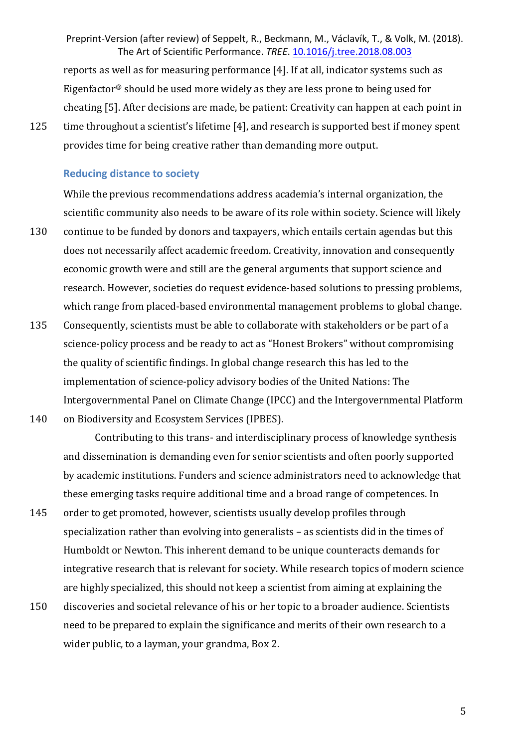reports as well as for measuring performance [4]. If at all, indicator systems such as Eigenfactor® should be used more widely as they are less prone to being used for cheating [5]. After decisions are made, be patient: Creativity can happen at each point in time throughout a scientist's lifetime [4], and research is supported best if money spent provides time for being creative rather than demanding more output.

## Reducing distance to society

While the previous recommendations address academia's internal organization, the scientific community also needs to be aware of its role within society. Science will likely continue to be funded by donors and taxpayers, which entails certain agendas but this does not necessarily affect academic freedom. Creativity, innovation and consequently economic growth were and still are the general arguments that support science and research. However, societies do request evidence-based solutions to pressing problems, which range from placed-based environmental management problems to global change. Consequently, scientists must be able to collaborate with stakeholders or be part of a science-policy process and be ready to act as "Honest Brokers" without compromising the quality of scientific findings. In global change research this has led to the implementation of science-policy advisory bodies of the United Nations: The Intergovernmental Panel on Climate Change (IPCC) and the Intergovernmental Platform on Biodiversity and Ecosystem Services (IPBES).

Contributing to this trans- and interdisciplinary process of knowledge synthesis and dissemination is demanding even for senior scientists and often poorly supported by academic institutions. Funders and science administrators need to acknowledge that these emerging tasks require additional time and a broad range of competences. In order to get promoted, however, scientists usually develop profiles through specialization rather than evolving into generalists – as scientists did in the times of Humboldt or Newton. This inherent demand to be unique counteracts demands for integrative research that is relevant for society. While research topics of modern science are highly specialized, this should not keep a scientist from aiming at explaining the discoveries and societal relevance of his or her topic to a broader audience. Scientists need to be prepared to explain the significance and merits of their own research to a wider public, to a layman, your grandma, Box 2.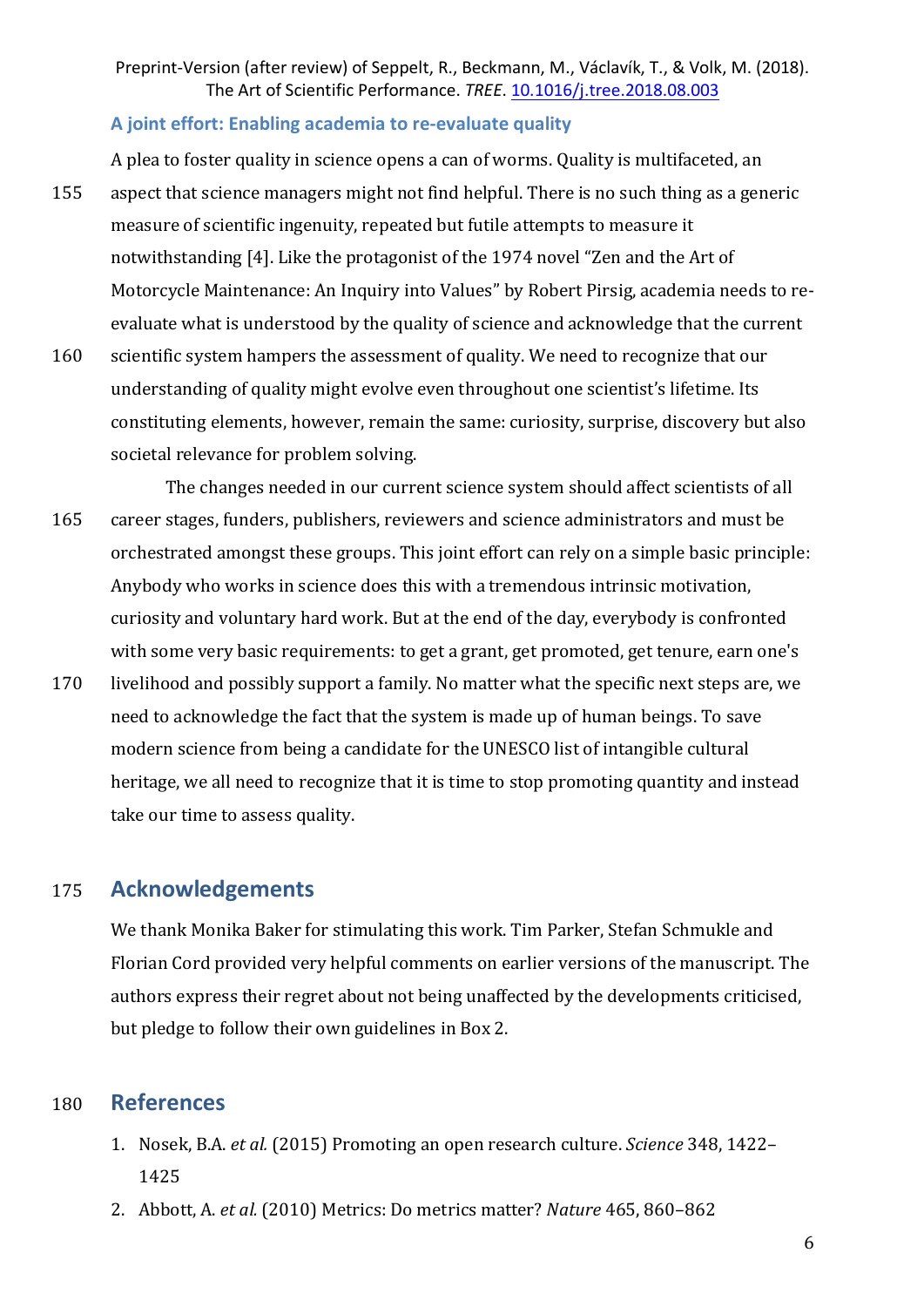### A joint effort: Enabling academia to re-evaluate quality

A plea to foster quality in science opens a can of worms. Quality is multifaceted, an aspect that science managers might not find helpful. There is no such thing as a generic measure of scientific ingenuity, repeated but futile attempts to measure it notwithstanding [4]. Like the protagonist of the 1974 novel "Zen and the Art of Motorcycle Maintenance: An Inquiry into Values" by Robert Pirsig, academia needs to re-evaluate what is understood by the quality of science and acknowledge that the current scientific system hampers the assessment of quality. We need to recognize that our understanding of quality might evolve even throughout one scientist's lifetime. Its constituting elements, however, remain the same: curiosity, surprise, discovery but also societal relevance for problem solving.

The changes needed in our current science system should affect scientists of all career stages, funders, publishers, reviewers and science administrators and must be orchestrated amongst these groups. This joint effort can rely on a simple basic principle: Anybody who works in science does this with a tremendous intrinsic motivation, curiosity and voluntary hard work. But at the end of the day, everybody is confronted with some very basic requirements: to get a grant, get promoted, get tenure, earn one's livelihood and possibly support a family. No matter what the specific next steps are, we need to acknowledge the fact that the system is made up of human beings. To save modern science from being a candidate for the UNESCO list of intangible cultural heritage, we all need to recognize that it is time to stop promoting quantity and instead take our time to assess quality.

## Acknowledgements

We thank Monika Baker for stimulating this work. Tim Parker, Stefan Schmukle and Florian Cord provided very helpful comments on earlier versions of the manuscript. The authors express their regret about not being unaffected by the developments criticised, but pledge to follow their own guidelines in Box 2.

## References

1. Nosek, B.A. *et al.* (2015) Promoting an open research culture. *Science* 348, 1422–1425
2. Abbott, A. *et al.* (2010) Metrics: Do metrics matter? *Nature* 465, 860–862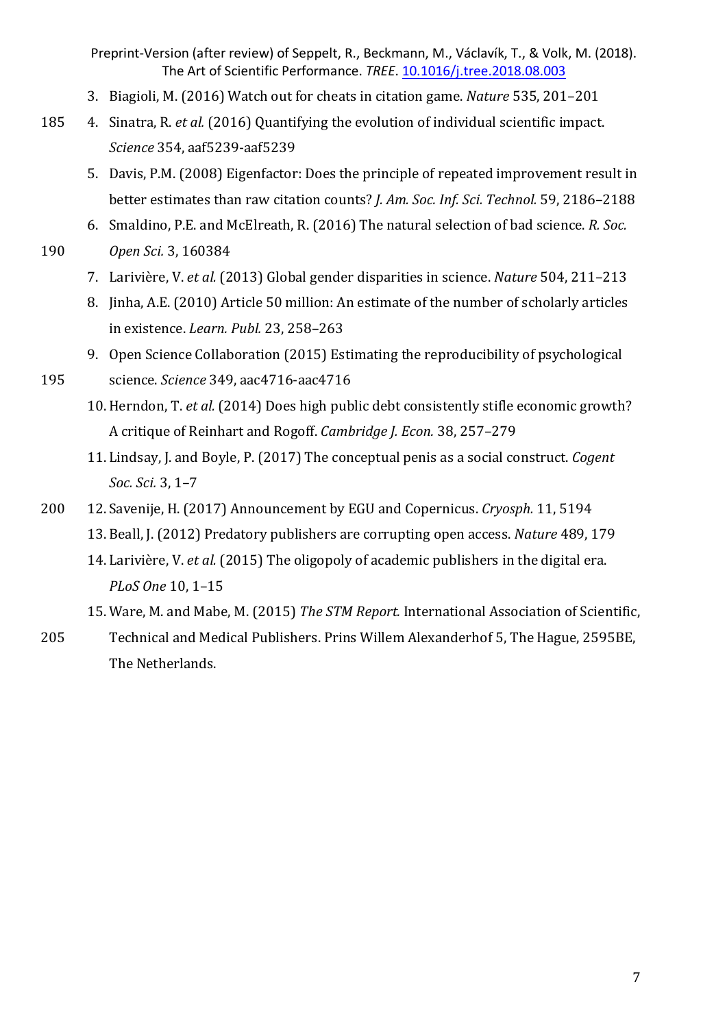3. Biagioli, M. (2016) Watch out for cheats in citation game. *Nature* 535, 201–201
4. Sinatra, R. *et al.* (2016) Quantifying the evolution of individual scientific impact. *Science* 354, aaf5239-aaf5239
5. Davis, P.M. (2008) Eigenfactor: Does the principle of repeated improvement result in better estimates than raw citation counts? *J. Am. Soc. Inf. Sci. Technol.* 59, 2186–2188
6. Smaldino, P.E. and McElreath, R. (2016) The natural selection of bad science. *R. Soc. Open Sci.* 3, 160384
7. Larivière, V. *et al.* (2013) Global gender disparities in science. *Nature* 504, 211–213
8. Jinha, A.E. (2010) Article 50 million: An estimate of the number of scholarly articles in existence. *Learn. Publ.* 23, 258–263
9. Open Science Collaboration (2015) Estimating the reproducibility of psychological science. *Science* 349, aac4716-aac4716
10. Herndon, T. *et al.* (2014) Does high public debt consistently stifle economic growth? A critique of Reinhart and Rogoff. *Cambridge J. Econ.* 38, 257–279
11. Lindsay, J. and Boyle, P. (2017) The conceptual penis as a social construct. *Cogent Soc. Sci.* 3, 1–7
12. Savenije, H. (2017) Announcement by EGU and Copernicus. *Cryosph.* 11, 5194
13. Beall, J. (2012) Predatory publishers are corrupting open access. *Nature* 489, 179
14. Larivière, V. *et al.* (2015) The oligopoly of academic publishers in the digital era. *PLoS One* 10, 1–15
15. Ware, M. and Mabe, M. (2015) *The STM Report.* International Association of Scientific, Technical and Medical Publishers. Prins Willem Alexanderhof 5, The Hague, 2595BE, The Netherlands.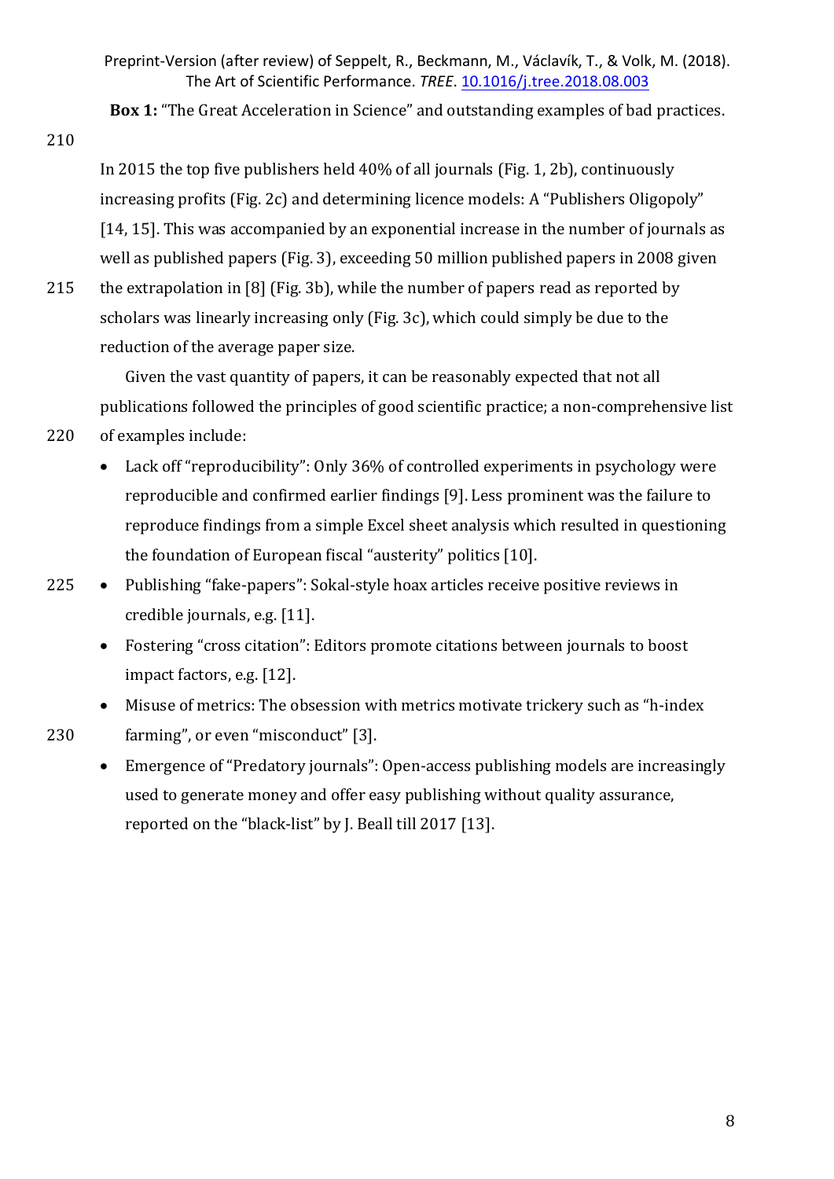**Box 1:** "The Great Acceleration in Science" and outstanding examples of bad practices.

In 2015 the top five publishers held 40% of all journals (Fig. 1, 2b), continuously increasing profits (Fig. 2c) and determining licence models: A "Publishers Oligopoly" [14, 15]. This was accompanied by an exponential increase in the number of journals as well as published papers (Fig. 3), exceeding 50 million published papers in 2008 given the extrapolation in [8] (Fig. 3b), while the number of papers read as reported by scholars was linearly increasing only (Fig. 3c), which could simply be due to the reduction of the average paper size.

Given the vast quantity of papers, it can be reasonably expected that not all publications followed the principles of good scientific practice; a non-comprehensive list of examples include:

- Lack off "reproducibility": Only 36% of controlled experiments in psychology were reproducible and confirmed earlier findings [9]. Less prominent was the failure to reproduce findings from a simple Excel sheet analysis which resulted in questioning the foundation of European fiscal "austerity" politics [10].
- Publishing "fake-papers": Sokal-style hoax articles receive positive reviews in credible journals, e.g. [11].
- Fostering "cross citation": Editors promote citations between journals to boost impact factors, e.g. [12].
- Misuse of metrics: The obsession with metrics motivate trickery such as "h-index farming", or even "misconduct" [3].
- Emergence of "Predatory journals": Open-access publishing models are increasingly used to generate money and offer easy publishing without quality assurance, reported on the "black-list" by J. Beall till 2017 [13].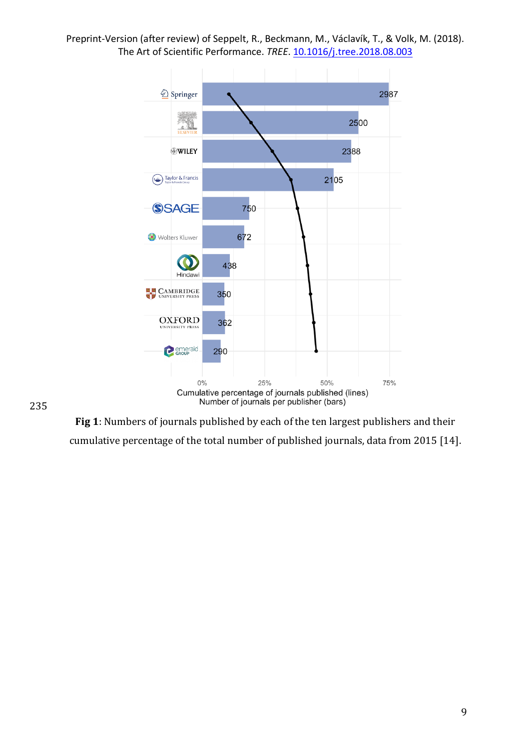**Fig 1**: Numbers of journals published by each of the ten largest publishers and their cumulative percentage of the total number of published journals, data from 2015 [14].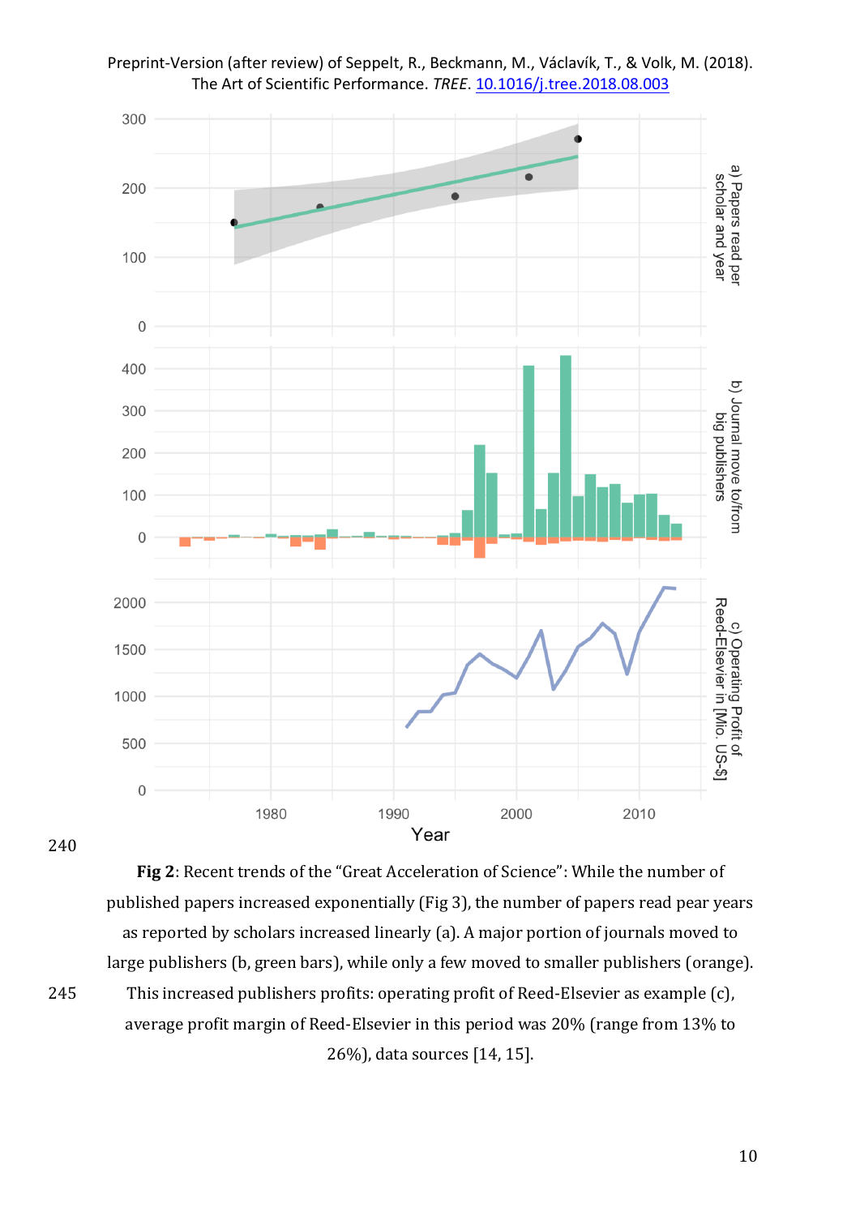**Fig 2**: Recent trends of the "Great Acceleration of Science": While the number of published papers increased exponentially (Fig 3), the number of papers read pear years as reported by scholars increased linearly (a). A major portion of journals moved to large publishers (b, green bars), while only a few moved to smaller publishers (orange). This increased publishers profits: operating profit of Reed-Elsevier as example (c), average profit margin of Reed-Elsevier in this period was 20% (range from 13% to 26%), data sources [14, 15].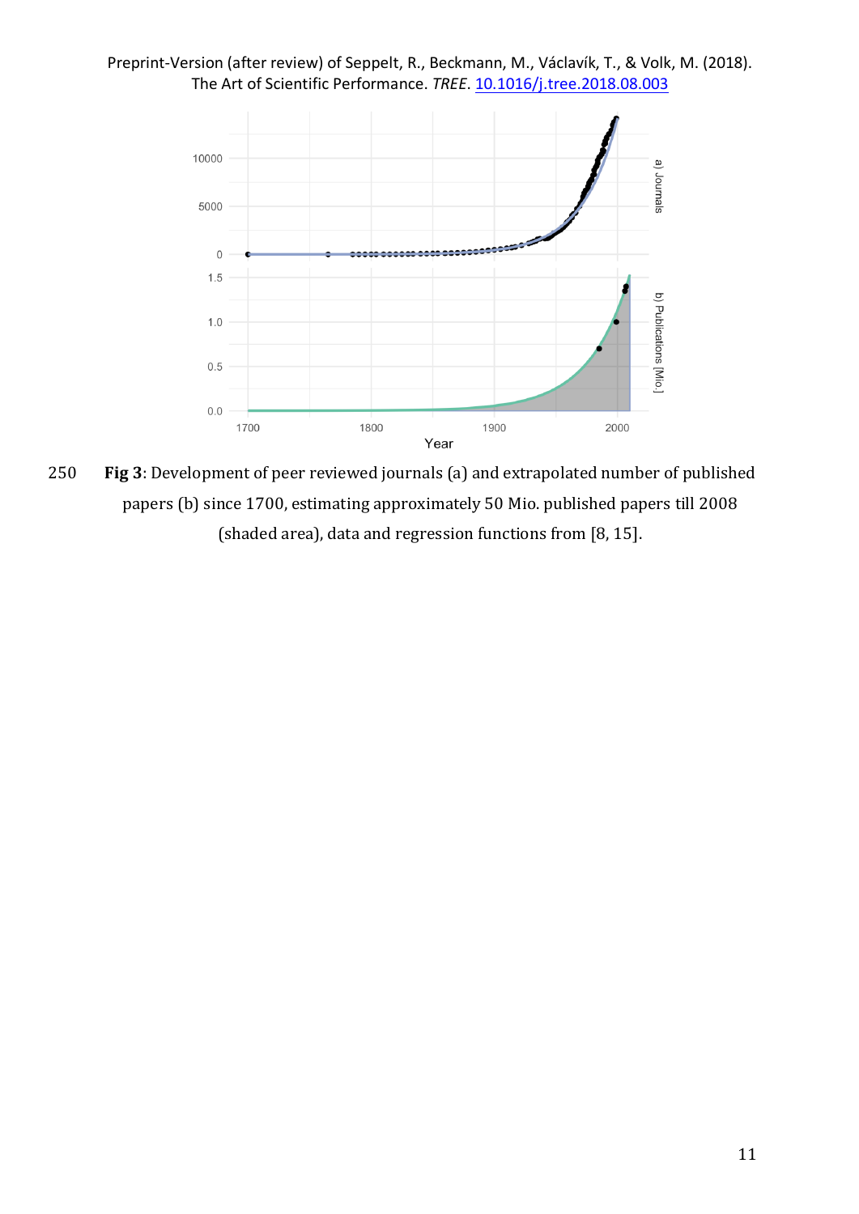250 **Fig 3**: Development of peer reviewed journals (a) and extrapolated number of published papers (b) since 1700, estimating approximately 50 Mio. published papers till 2008 (shaded area), data and regression functions from [8, 15].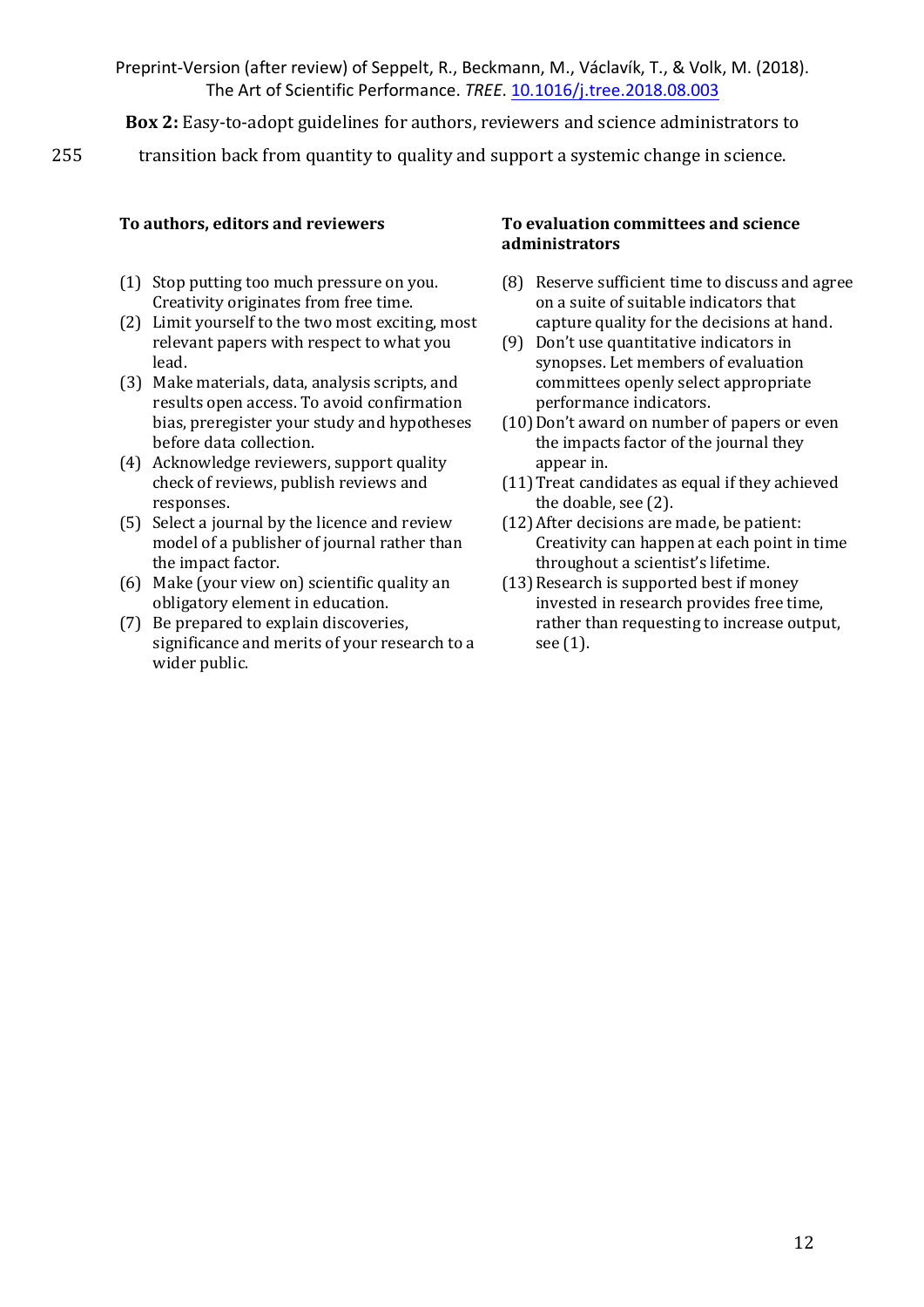**Box 2:** Easy-to-adopt guidelines for authors, reviewers and science administrators to transition back from quantity to quality and support a systemic change in science.

**To authors, editors and reviewers**

(1) Stop putting too much pressure on you. Creativity originates from free time.
(2) Limit yourself to the two most exciting, most relevant papers with respect to what you lead.
(3) Make materials, data, analysis scripts, and results open access. To avoid confirmation bias, preregister your study and hypotheses before data collection.
(4) Acknowledge reviewers, support quality check of reviews, publish reviews and responses.
(5) Select a journal by the licence and review model of a publisher of journal rather than the impact factor.
(6) Make (your view on) scientific quality an obligatory element in education.
(7) Be prepared to explain discoveries, significance and merits of your research to a wider public.

**To evaluation committees and science administrators**

(8) Reserve sufficient time to discuss and agree on a suite of suitable indicators that capture quality for the decisions at hand.
(9) Don't use quantitative indicators in synopses. Let members of evaluation committees openly select appropriate performance indicators.
(10) Don't award on number of papers or even the impacts factor of the journal they appear in.
(11) Treat candidates as equal if they achieved the doable, see (2).
(12) After decisions are made, be patient: Creativity can happen at each point in time throughout a scientist's lifetime.
(13) Research is supported best if money invested in research provides free time, rather than requesting to increase output, see (1).